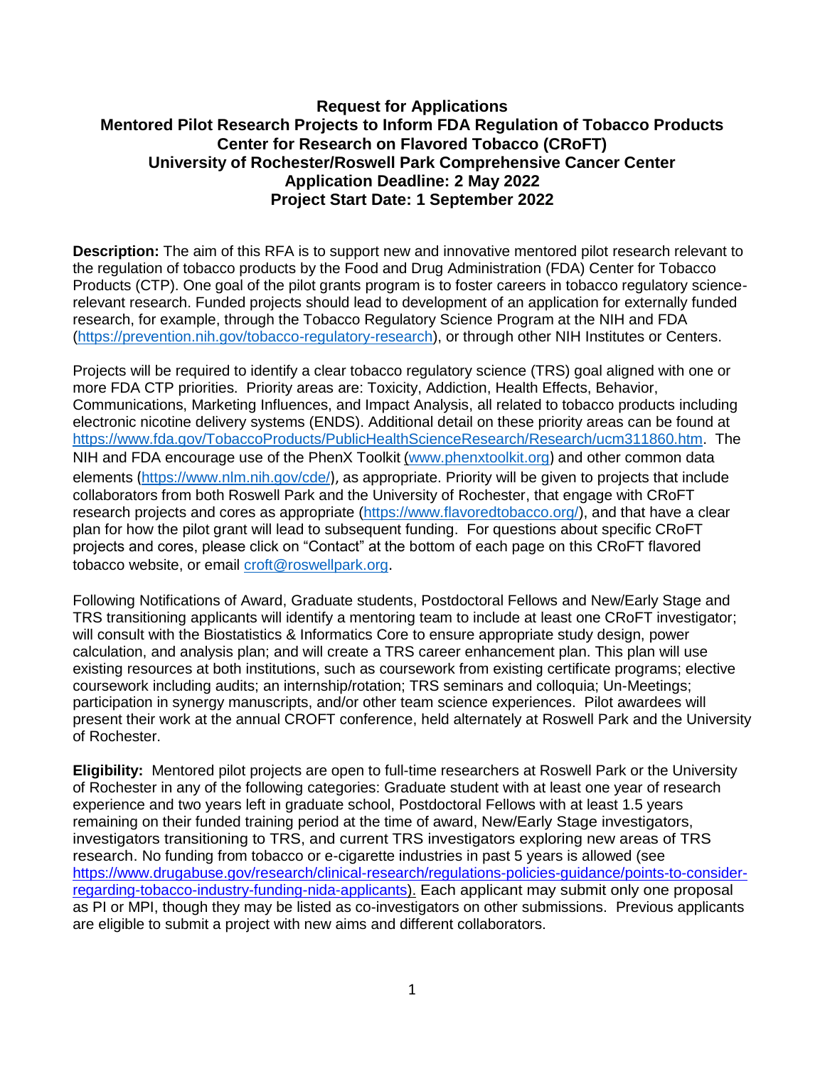# Request for Applications
## Mentored Pilot Research Projects to Inform FDA Regulation of Tobacco Products
## Center for Research on Flavored Tobacco (CRoFT)
## University of Rochester/Roswell Park Comprehensive Cancer Center
## Application Deadline: 2 May 2022
## Project Start Date: 1 September 2022

**Description:** The aim of this RFA is to support new and innovative mentored pilot research relevant to the regulation of tobacco products by the Food and Drug Administration (FDA) Center for Tobacco Products (CTP). One goal of the pilot grants program is to foster careers in tobacco regulatory science-relevant research. Funded projects should lead to development of an application for externally funded research, for example, through the Tobacco Regulatory Science Program at the NIH and FDA (https://prevention.nih.gov/tobacco-regulatory-research), or through other NIH Institutes or Centers.

Projects will be required to identify a clear tobacco regulatory science (TRS) goal aligned with one or more FDA CTP priorities. Priority areas are: Toxicity, Addiction, Health Effects, Behavior, Communications, Marketing Influences, and Impact Analysis, all related to tobacco products including electronic nicotine delivery systems (ENDS). Additional detail on these priority areas can be found at https://www.fda.gov/TobaccoProducts/PublicHealthScienceResearch/Research/ucm311860.htm. The NIH and FDA encourage use of the PhenX Toolkit (www.phenxtoolkit.org) and other common data elements (https://www.nlm.nih.gov/cde/), as appropriate. Priority will be given to projects that include collaborators from both Roswell Park and the University of Rochester, that engage with CRoFT research projects and cores as appropriate (https://www.flavoredtobacco.org/), and that have a clear plan for how the pilot grant will lead to subsequent funding. For questions about specific CRoFT projects and cores, please click on "Contact" at the bottom of each page on this CRoFT flavored tobacco website, or email croft@roswellpark.org.

Following Notifications of Award, Graduate students, Postdoctoral Fellows and New/Early Stage and TRS transitioning applicants will identify a mentoring team to include at least one CRoFT investigator; will consult with the Biostatistics & Informatics Core to ensure appropriate study design, power calculation, and analysis plan; and will create a TRS career enhancement plan. This plan will use existing resources at both institutions, such as coursework from existing certificate programs; elective coursework including audits; an internship/rotation; TRS seminars and colloquia; Un-Meetings; participation in synergy manuscripts, and/or other team science experiences. Pilot awardees will present their work at the annual CROFT conference, held alternately at Roswell Park and the University of Rochester.

**Eligibility:** Mentored pilot projects are open to full-time researchers at Roswell Park or the University of Rochester in any of the following categories: Graduate student with at least one year of research experience and two years left in graduate school, Postdoctoral Fellows with at least 1.5 years remaining on their funded training period at the time of award, New/Early Stage investigators, investigators transitioning to TRS, and current TRS investigators exploring new areas of TRS research. No funding from tobacco or e-cigarette industries in past 5 years is allowed (see https://www.drugabuse.gov/research/clinical-research/regulations-policies-guidance/points-to-consider-regarding-tobacco-industry-funding-nida-applicants). Each applicant may submit only one proposal as PI or MPI, though they may be listed as co-investigators on other submissions. Previous applicants are eligible to submit a project with new aims and different collaborators.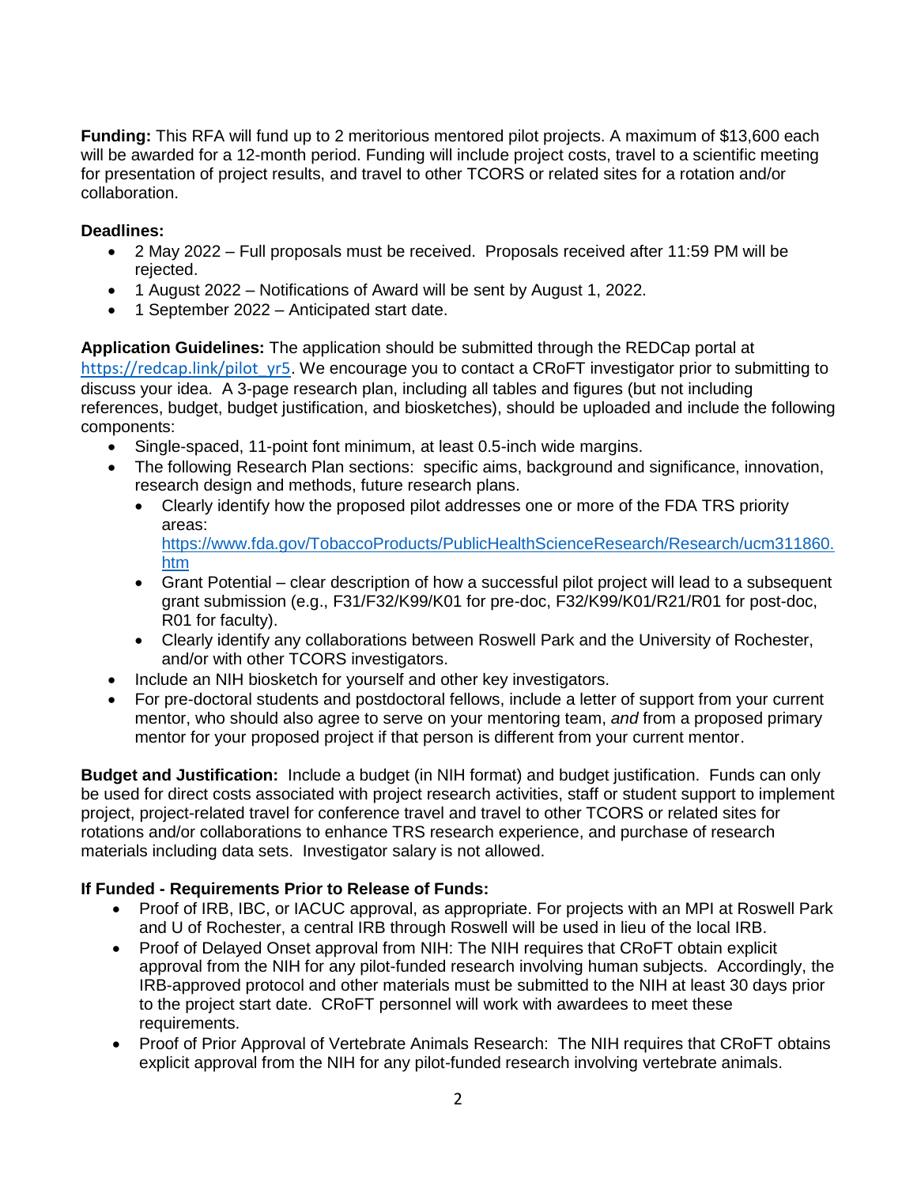**Funding:** This RFA will fund up to 2 meritorious mentored pilot projects. A maximum of $13,600 each will be awarded for a 12-month period. Funding will include project costs, travel to a scientific meeting for presentation of project results, and travel to other TCORS or related sites for a rotation and/or collaboration.

**Deadlines:**

- 2 May 2022 – Full proposals must be received. Proposals received after 11:59 PM will be rejected.
- 1 August 2022 – Notifications of Award will be sent by August 1, 2022.
- 1 September 2022 – Anticipated start date.

**Application Guidelines:** The application should be submitted through the REDCap portal at https://redcap.link/pilot_yr5. We encourage you to contact a CRoFT investigator prior to submitting to discuss your idea. A 3-page research plan, including all tables and figures (but not including references, budget, budget justification, and biosketches), should be uploaded and include the following components:

- Single-spaced, 11-point font minimum, at least 0.5-inch wide margins.
- The following Research Plan sections: specific aims, background and significance, innovation, research design and methods, future research plans.
  - Clearly identify how the proposed pilot addresses one or more of the FDA TRS priority areas: https://www.fda.gov/TobaccoProducts/PublicHealthScienceResearch/Research/ucm311860.htm
  - Grant Potential – clear description of how a successful pilot project will lead to a subsequent grant submission (e.g., F31/F32/K99/K01 for pre-doc, F32/K99/K01/R21/R01 for post-doc, R01 for faculty).
  - Clearly identify any collaborations between Roswell Park and the University of Rochester, and/or with other TCORS investigators.
- Include an NIH biosketch for yourself and other key investigators.
- For pre-doctoral students and postdoctoral fellows, include a letter of support from your current mentor, who should also agree to serve on your mentoring team, *and* from a proposed primary mentor for your proposed project if that person is different from your current mentor.

**Budget and Justification:** Include a budget (in NIH format) and budget justification. Funds can only be used for direct costs associated with project research activities, staff or student support to implement project, project-related travel for conference travel and travel to other TCORS or related sites for rotations and/or collaborations to enhance TRS research experience, and purchase of research materials including data sets. Investigator salary is not allowed.

**If Funded - Requirements Prior to Release of Funds:**

- Proof of IRB, IBC, or IACUC approval, as appropriate. For projects with an MPI at Roswell Park and U of Rochester, a central IRB through Roswell will be used in lieu of the local IRB.
- Proof of Delayed Onset approval from NIH: The NIH requires that CRoFT obtain explicit approval from the NIH for any pilot-funded research involving human subjects. Accordingly, the IRB-approved protocol and other materials must be submitted to the NIH at least 30 days prior to the project start date. CRoFT personnel will work with awardees to meet these requirements.
- Proof of Prior Approval of Vertebrate Animals Research: The NIH requires that CRoFT obtains explicit approval from the NIH for any pilot-funded research involving vertebrate animals.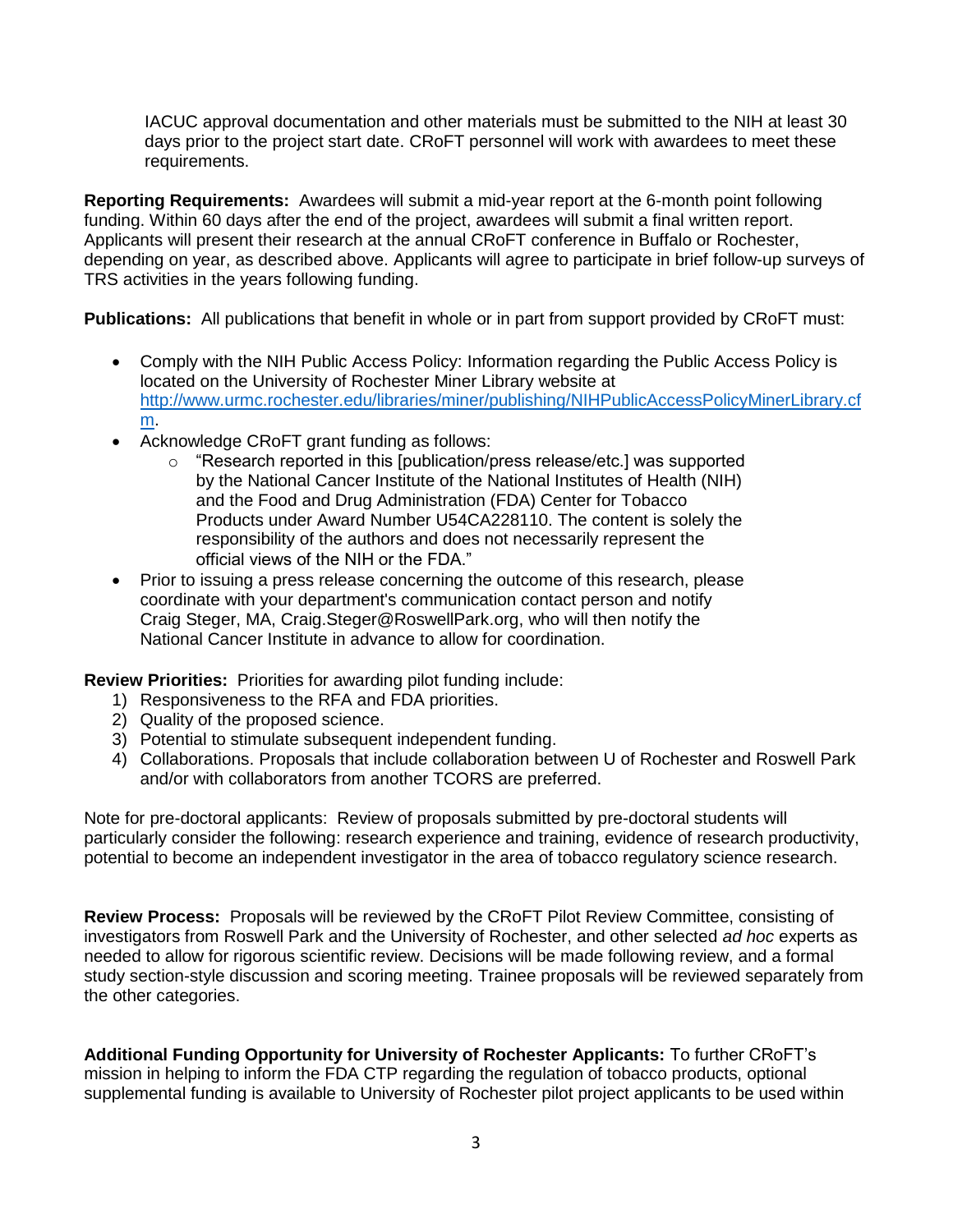IACUC approval documentation and other materials must be submitted to the NIH at least 30 days prior to the project start date. CRoFT personnel will work with awardees to meet these requirements.

**Reporting Requirements:** Awardees will submit a mid-year report at the 6-month point following funding. Within 60 days after the end of the project, awardees will submit a final written report. Applicants will present their research at the annual CRoFT conference in Buffalo or Rochester, depending on year, as described above. Applicants will agree to participate in brief follow-up surveys of TRS activities in the years following funding.

**Publications:** All publications that benefit in whole or in part from support provided by CRoFT must:

- Comply with the NIH Public Access Policy: Information regarding the Public Access Policy is located on the University of Rochester Miner Library website at [http://www.urmc.rochester.edu/libraries/miner/publishing/NIHPublicAccessPolicyMinerLibrary.cfm](http://www.urmc.rochester.edu/libraries/miner/publishing/NIHPublicAccessPolicyMinerLibrary.cfm).
- Acknowledge CRoFT grant funding as follows:
    - "Research reported in this [publication/press release/etc.] was supported by the National Cancer Institute of the National Institutes of Health (NIH) and the Food and Drug Administration (FDA) Center for Tobacco Products under Award Number U54CA228110. The content is solely the responsibility of the authors and does not necessarily represent the official views of the NIH or the FDA."
- Prior to issuing a press release concerning the outcome of this research, please coordinate with your department's communication contact person and notify Craig Steger, MA, Craig.Steger@RoswellPark.org, who will then notify the National Cancer Institute in advance to allow for coordination.

**Review Priorities:** Priorities for awarding pilot funding include:

1) Responsiveness to the RFA and FDA priorities.
2) Quality of the proposed science.
3) Potential to stimulate subsequent independent funding.
4) Collaborations. Proposals that include collaboration between U of Rochester and Roswell Park and/or with collaborators from another TCORS are preferred.

Note for pre-doctoral applicants: Review of proposals submitted by pre-doctoral students will particularly consider the following: research experience and training, evidence of research productivity, potential to become an independent investigator in the area of tobacco regulatory science research.

**Review Process:** Proposals will be reviewed by the CRoFT Pilot Review Committee, consisting of investigators from Roswell Park and the University of Rochester, and other selected *ad hoc* experts as needed to allow for rigorous scientific review. Decisions will be made following review, and a formal study section-style discussion and scoring meeting. Trainee proposals will be reviewed separately from the other categories.

**Additional Funding Opportunity for University of Rochester Applicants:** To further CRoFT's mission in helping to inform the FDA CTP regarding the regulation of tobacco products, optional supplemental funding is available to University of Rochester pilot project applicants to be used within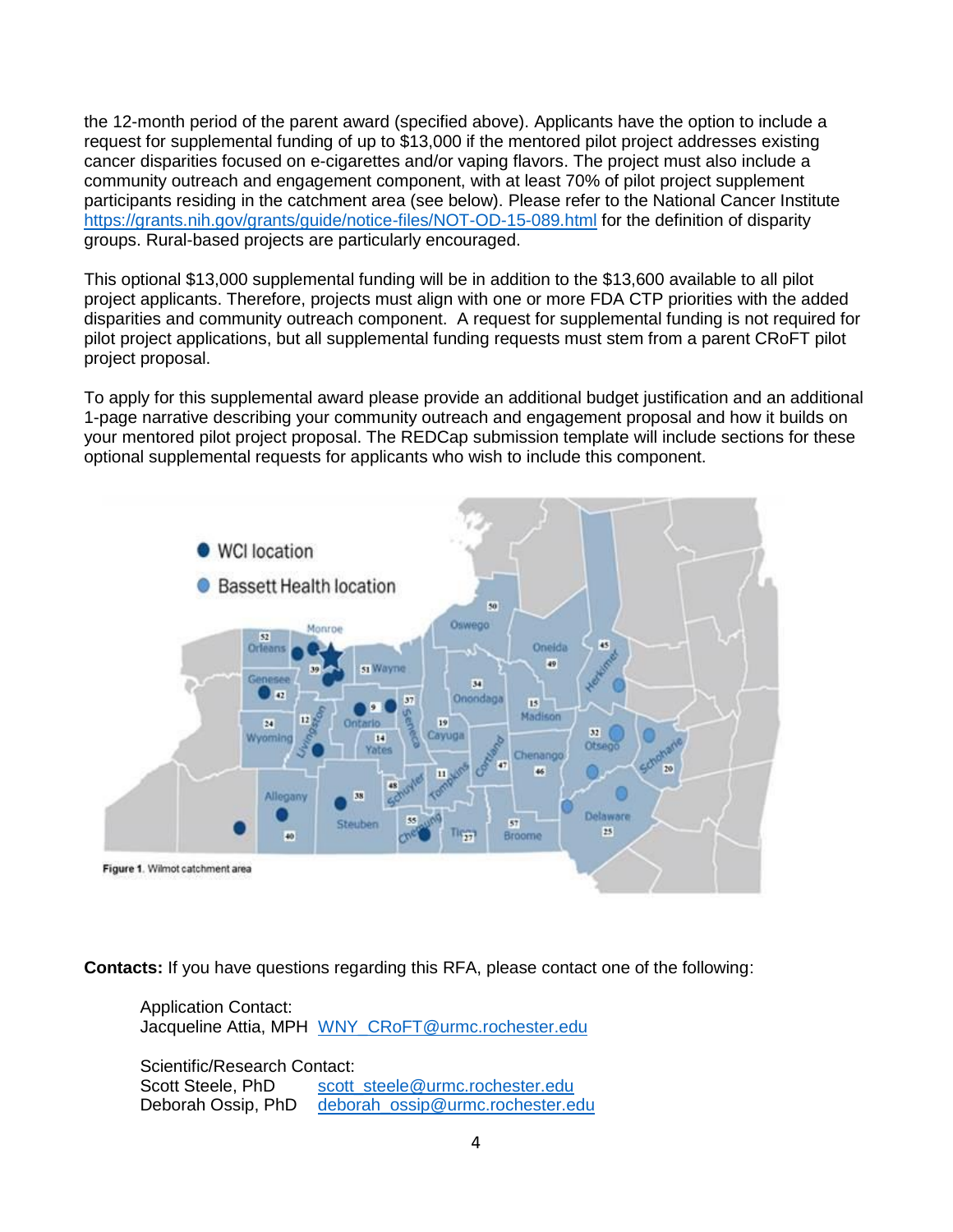the 12-month period of the parent award (specified above). Applicants have the option to include a request for supplemental funding of up to $13,000 if the mentored pilot project addresses existing cancer disparities focused on e-cigarettes and/or vaping flavors. The project must also include a community outreach and engagement component, with at least 70% of pilot project supplement participants residing in the catchment area (see below). Please refer to the National Cancer Institute https://grants.nih.gov/grants/guide/notice-files/NOT-OD-15-089.html for the definition of disparity groups. Rural-based projects are particularly encouraged.

This optional $13,000 supplemental funding will be in addition to the $13,600 available to all pilot project applicants. Therefore, projects must align with one or more FDA CTP priorities with the added disparities and community outreach component. A request for supplemental funding is not required for pilot project applications, but all supplemental funding requests must stem from a parent CRoFT pilot project proposal.

To apply for this supplemental award please provide an additional budget justification and an additional 1-page narrative describing your community outreach and engagement proposal and how it builds on your mentored pilot project proposal. The REDCap submission template will include sections for these optional supplemental requests for applicants who wish to include this component.

WCI location
Bassett Health location

Figure 1. Wilmot catchment area

**Contacts:** If you have questions regarding this RFA, please contact one of the following:

Application Contact:
Jacqueline Attia, MPH WNY_CRoFT@urmc.rochester.edu

Scientific/Research Contact:
Scott Steele, PhD scott_steele@urmc.rochester.edu
Deborah Ossip, PhD deborah_ossip@urmc.rochester.edu